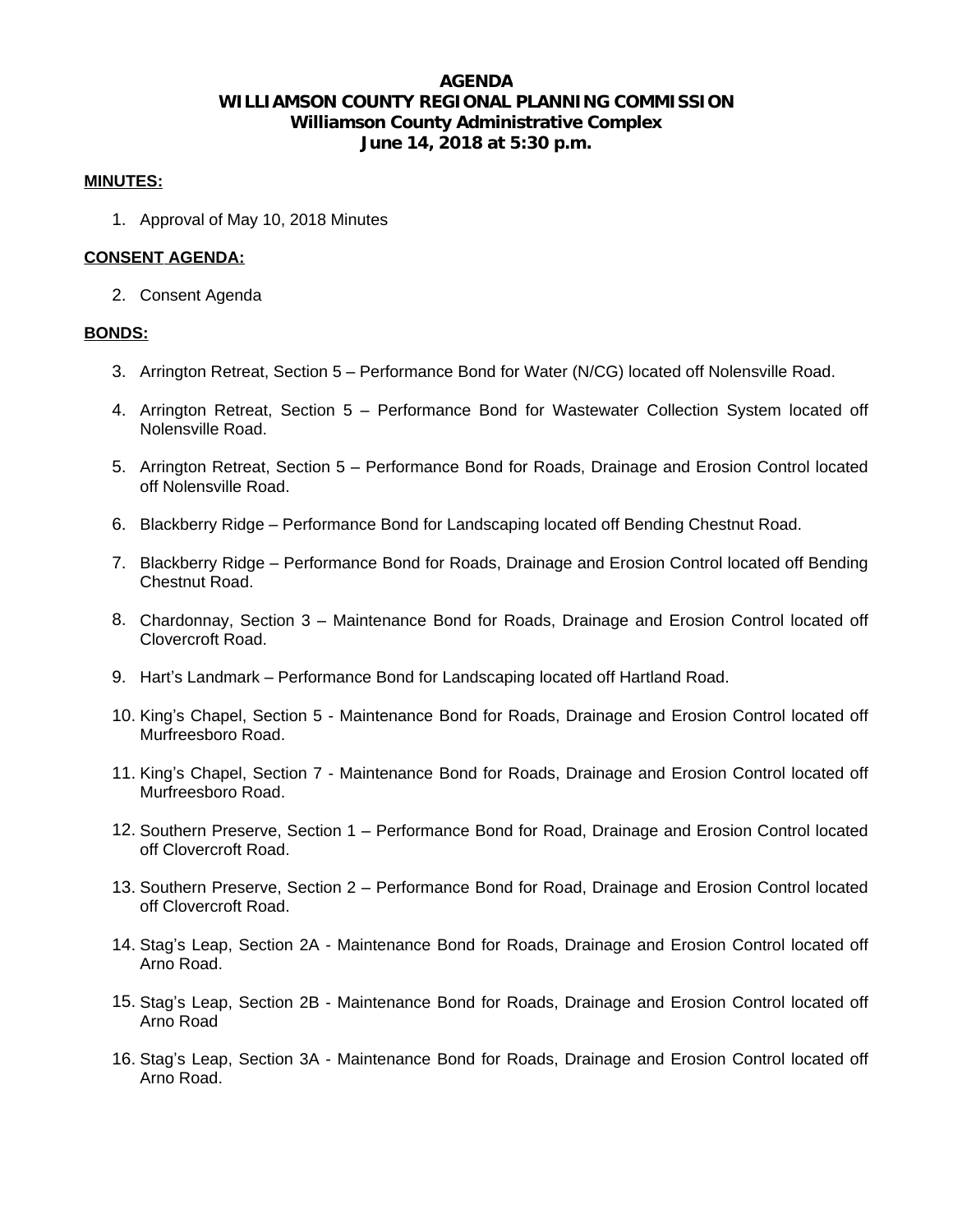# AGENDA
# WILLIAMSON COUNTY REGIONAL PLANNING COMMISSION
## Williamson County Administrative Complex
## June 14, 2018 at 5:30 p.m.

**MINUTES:**

1. Approval of May 10, 2018 Minutes

**CONSENT AGENDA:**

2. Consent Agenda

**BONDS:**

3. Arrington Retreat, Section 5 – Performance Bond for Water (N/CG) located off Nolensville Road.
4. Arrington Retreat, Section 5 – Performance Bond for Wastewater Collection System located off Nolensville Road.
5. Arrington Retreat, Section 5 – Performance Bond for Roads, Drainage and Erosion Control located off Nolensville Road.
6. Blackberry Ridge – Performance Bond for Landscaping located off Bending Chestnut Road.
7. Blackberry Ridge – Performance Bond for Roads, Drainage and Erosion Control located off Bending Chestnut Road.
8. Chardonnay, Section 3 – Maintenance Bond for Roads, Drainage and Erosion Control located off Clovercroft Road.
9. Hart's Landmark – Performance Bond for Landscaping located off Hartland Road.
10. King's Chapel, Section 5 - Maintenance Bond for Roads, Drainage and Erosion Control located off Murfreesboro Road.
11. King's Chapel, Section 7 - Maintenance Bond for Roads, Drainage and Erosion Control located off Murfreesboro Road.
12. Southern Preserve, Section 1 – Performance Bond for Road, Drainage and Erosion Control located off Clovercroft Road.
13. Southern Preserve, Section 2 – Performance Bond for Road, Drainage and Erosion Control located off Clovercroft Road.
14. Stag's Leap, Section 2A - Maintenance Bond for Roads, Drainage and Erosion Control located off Arno Road.
15. Stag's Leap, Section 2B - Maintenance Bond for Roads, Drainage and Erosion Control located off Arno Road
16. Stag's Leap, Section 3A - Maintenance Bond for Roads, Drainage and Erosion Control located off Arno Road.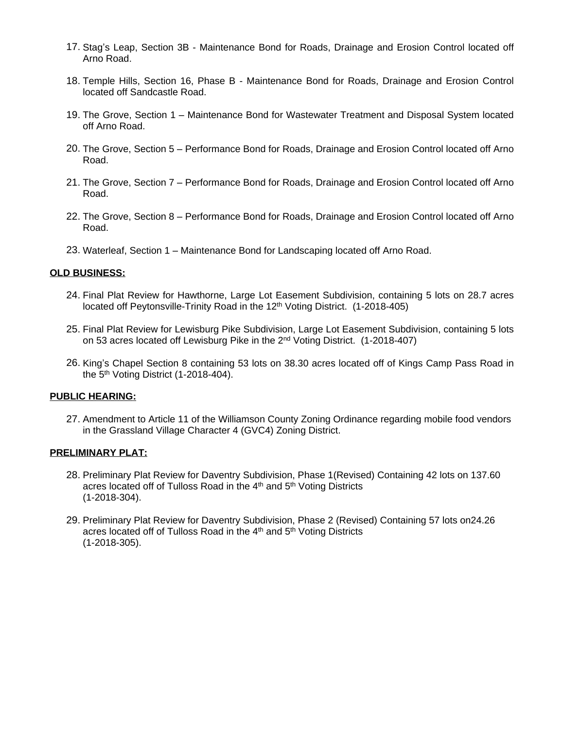17. Stag's Leap, Section 3B - Maintenance Bond for Roads, Drainage and Erosion Control located off Arno Road.

18. Temple Hills, Section 16, Phase B - Maintenance Bond for Roads, Drainage and Erosion Control located off Sandcastle Road.

19. The Grove, Section 1 – Maintenance Bond for Wastewater Treatment and Disposal System located off Arno Road.

20. The Grove, Section 5 – Performance Bond for Roads, Drainage and Erosion Control located off Arno Road.

21. The Grove, Section 7 – Performance Bond for Roads, Drainage and Erosion Control located off Arno Road.

22. The Grove, Section 8 – Performance Bond for Roads, Drainage and Erosion Control located off Arno Road.

23. Waterleaf, Section 1 – Maintenance Bond for Landscaping located off Arno Road.

**OLD BUSINESS:**

24. Final Plat Review for Hawthorne, Large Lot Easement Subdivision, containing 5 lots on 28.7 acres located off Peytonsville-Trinity Road in the 12th Voting District. (1-2018-405)

25. Final Plat Review for Lewisburg Pike Subdivision, Large Lot Easement Subdivision, containing 5 lots on 53 acres located off Lewisburg Pike in the 2nd Voting District. (1-2018-407)

26. King's Chapel Section 8 containing 53 lots on 38.30 acres located off of Kings Camp Pass Road in the 5th Voting District (1-2018-404).

**PUBLIC HEARING:**

27. Amendment to Article 11 of the Williamson County Zoning Ordinance regarding mobile food vendors in the Grassland Village Character 4 (GVC4) Zoning District.

**PRELIMINARY PLAT:**

28. Preliminary Plat Review for Daventry Subdivision, Phase 1(Revised) Containing 42 lots on 137.60 acres located off of Tulloss Road in the 4th and 5th Voting Districts (1-2018-304).

29. Preliminary Plat Review for Daventry Subdivision, Phase 2 (Revised) Containing 57 lots on24.26 acres located off of Tulloss Road in the 4th and 5th Voting Districts (1-2018-305).